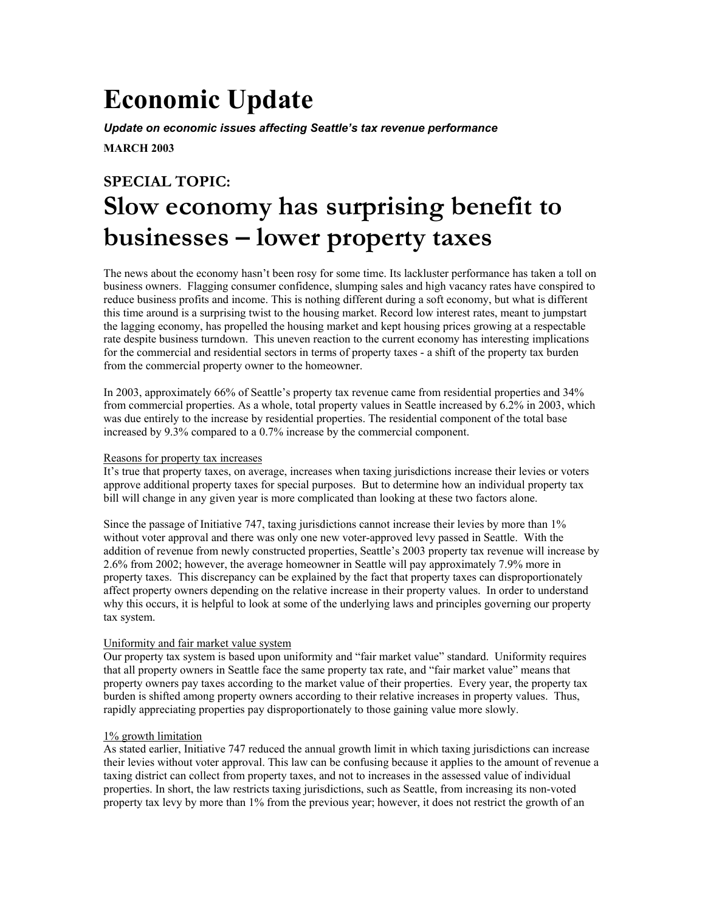# Economic Update

***Update on economic issues affecting Seattle's tax revenue performance***

**MARCH 2003**

## SPECIAL TOPIC:

# Slow economy has surprising benefit to businesses – lower property taxes

The news about the economy hasn't been rosy for some time. Its lackluster performance has taken a toll on business owners. Flagging consumer confidence, slumping sales and high vacancy rates have conspired to reduce business profits and income. This is nothing different during a soft economy, but what is different this time around is a surprising twist to the housing market. Record low interest rates, meant to jumpstart the lagging economy, has propelled the housing market and kept housing prices growing at a respectable rate despite business turndown. This uneven reaction to the current economy has interesting implications for the commercial and residential sectors in terms of property taxes - a shift of the property tax burden from the commercial property owner to the homeowner.

In 2003, approximately 66% of Seattle's property tax revenue came from residential properties and 34% from commercial properties. As a whole, total property values in Seattle increased by 6.2% in 2003, which was due entirely to the increase by residential properties. The residential component of the total base increased by 9.3% compared to a 0.7% increase by the commercial component.

<u>Reasons for property tax increases</u>

It's true that property taxes, on average, increases when taxing jurisdictions increase their levies or voters approve additional property taxes for special purposes. But to determine how an individual property tax bill will change in any given year is more complicated than looking at these two factors alone.

Since the passage of Initiative 747, taxing jurisdictions cannot increase their levies by more than 1% without voter approval and there was only one new voter-approved levy passed in Seattle. With the addition of revenue from newly constructed properties, Seattle's 2003 property tax revenue will increase by 2.6% from 2002; however, the average homeowner in Seattle will pay approximately 7.9% more in property taxes. This discrepancy can be explained by the fact that property taxes can disproportionately affect property owners depending on the relative increase in their property values. In order to understand why this occurs, it is helpful to look at some of the underlying laws and principles governing our property tax system.

<u>Uniformity and fair market value system</u>

Our property tax system is based upon uniformity and "fair market value" standard. Uniformity requires that all property owners in Seattle face the same property tax rate, and "fair market value" means that property owners pay taxes according to the market value of their properties. Every year, the property tax burden is shifted among property owners according to their relative increases in property values. Thus, rapidly appreciating properties pay disproportionately to those gaining value more slowly.

<u>1% growth limitation</u>

As stated earlier, Initiative 747 reduced the annual growth limit in which taxing jurisdictions can increase their levies without voter approval. This law can be confusing because it applies to the amount of revenue a taxing district can collect from property taxes, and not to increases in the assessed value of individual properties. In short, the law restricts taxing jurisdictions, such as Seattle, from increasing its non-voted property tax levy by more than 1% from the previous year; however, it does not restrict the growth of an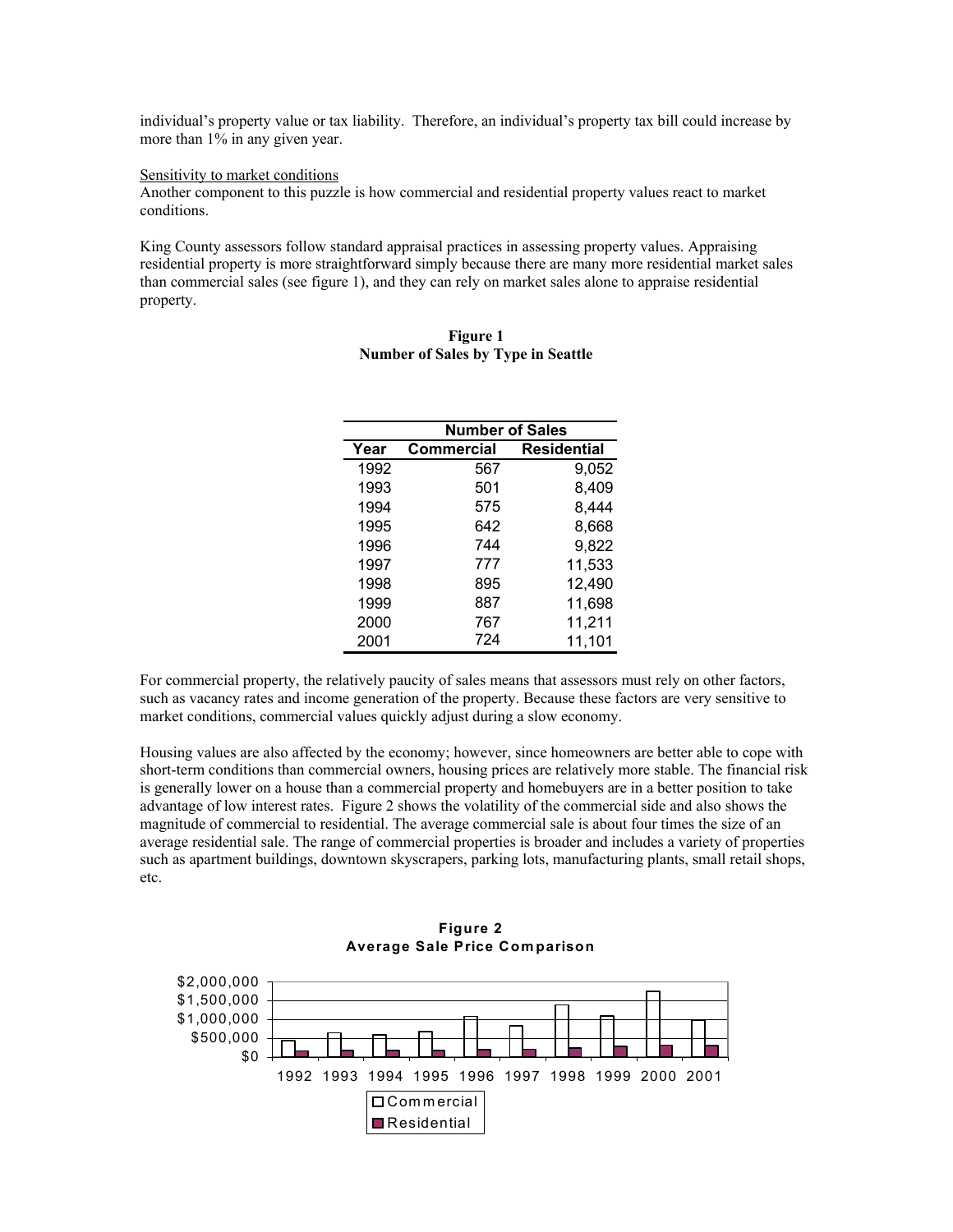individual's property value or tax liability. Therefore, an individual's property tax bill could increase by more than 1% in any given year.

Sensitivity to market conditions

Another component to this puzzle is how commercial and residential property values react to market conditions.

King County assessors follow standard appraisal practices in assessing property values. Appraising residential property is more straightforward simply because there are many more residential market sales than commercial sales (see figure 1), and they can rely on market sales alone to appraise residential property.

**Figure 1**
**Number of Sales by Type in Seattle**

| | Number of Sales | |
|---|---|---|
| **Year** | **Commercial** | **Residential** |
| 1992 | 567 | 9,052 |
| 1993 | 501 | 8,409 |
| 1994 | 575 | 8,444 |
| 1995 | 642 | 8,668 |
| 1996 | 744 | 9,822 |
| 1997 | 777 | 11,533 |
| 1998 | 895 | 12,490 |
| 1999 | 887 | 11,698 |
| 2000 | 767 | 11,211 |
| 2001 | 724 | 11,101 |

For commercial property, the relatively paucity of sales means that assessors must rely on other factors, such as vacancy rates and income generation of the property. Because these factors are very sensitive to market conditions, commercial values quickly adjust during a slow economy.

Housing values are also affected by the economy; however, since homeowners are better able to cope with short-term conditions than commercial owners, housing prices are relatively more stable. The financial risk is generally lower on a house than a commercial property and homebuyers are in a better position to take advantage of low interest rates. Figure 2 shows the volatility of the commercial side and also shows the magnitude of commercial to residential. The average commercial sale is about four times the size of an average residential sale. The range of commercial properties is broader and includes a variety of properties such as apartment buildings, downtown skyscrapers, parking lots, manufacturing plants, small retail shops, etc.

**Figure 2**
**Average Sale Price Comparison**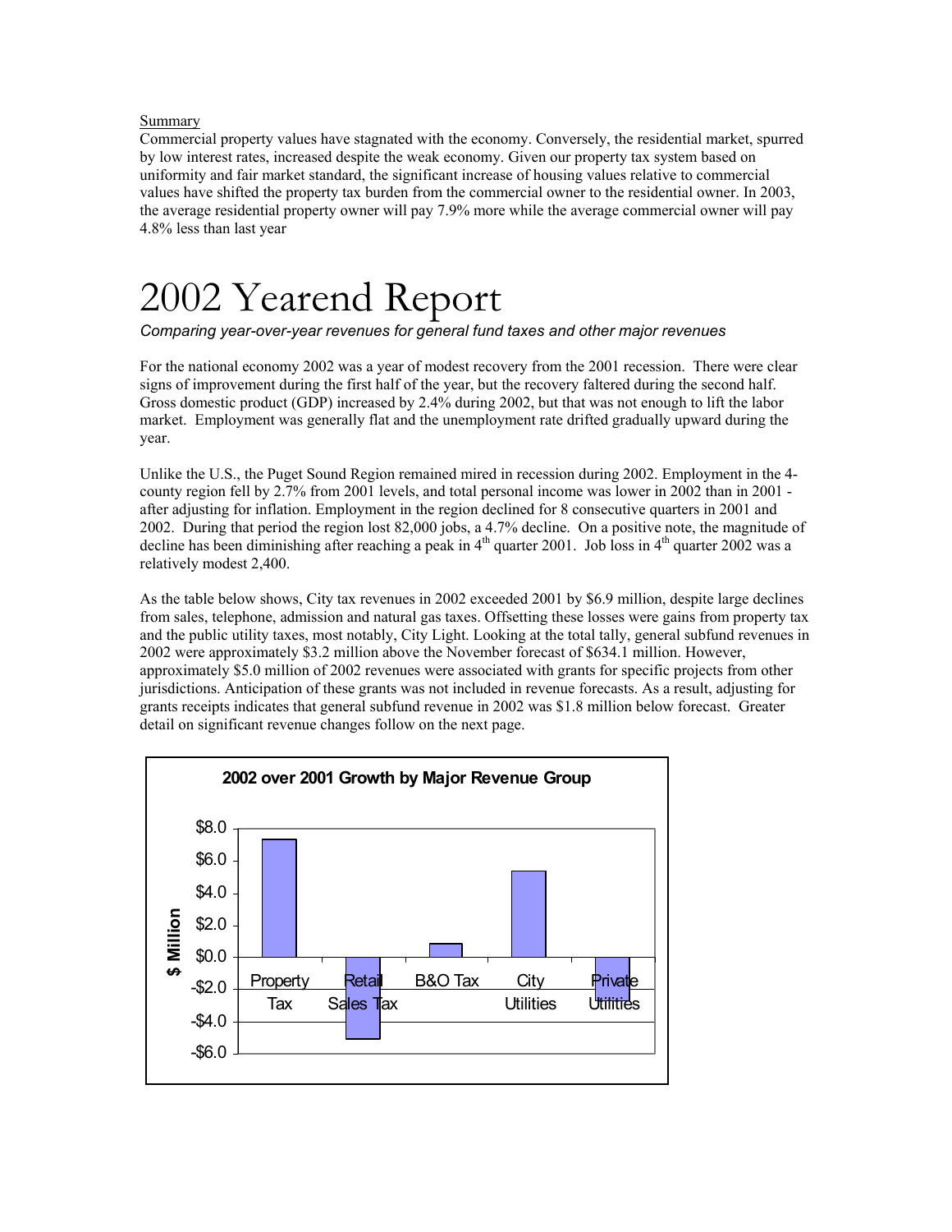Summary

Commercial property values have stagnated with the economy. Conversely, the residential market, spurred by low interest rates, increased despite the weak economy. Given our property tax system based on uniformity and fair market standard, the significant increase of housing values relative to commercial values have shifted the property tax burden from the commercial owner to the residential owner. In 2003, the average residential property owner will pay 7.9% more while the average commercial owner will pay 4.8% less than last year

# 2002 Yearend Report

*Comparing year-over-year revenues for general fund taxes and other major revenues*

For the national economy 2002 was a year of modest recovery from the 2001 recession. There were clear signs of improvement during the first half of the year, but the recovery faltered during the second half. Gross domestic product (GDP) increased by 2.4% during 2002, but that was not enough to lift the labor market. Employment was generally flat and the unemployment rate drifted gradually upward during the year.

Unlike the U.S., the Puget Sound Region remained mired in recession during 2002. Employment in the 4-county region fell by 2.7% from 2001 levels, and total personal income was lower in 2002 than in 2001 - after adjusting for inflation. Employment in the region declined for 8 consecutive quarters in 2001 and 2002. During that period the region lost 82,000 jobs, a 4.7% decline. On a positive note, the magnitude of decline has been diminishing after reaching a peak in 4th quarter 2001. Job loss in 4th quarter 2002 was a relatively modest 2,400.

As the table below shows, City tax revenues in 2002 exceeded 2001 by $6.9 million, despite large declines from sales, telephone, admission and natural gas taxes. Offsetting these losses were gains from property tax and the public utility taxes, most notably, City Light. Looking at the total tally, general subfund revenues in 2002 were approximately $3.2 million above the November forecast of $634.1 million. However, approximately $5.0 million of 2002 revenues were associated with grants for specific projects from other jurisdictions. Anticipation of these grants was not included in revenue forecasts. As a result, adjusting for grants receipts indicates that general subfund revenue in 2002 was $1.8 million below forecast. Greater detail on significant revenue changes follow on the next page.

**2002 over 2001 Growth by Major Revenue Group**

| Revenue Group | $ Million (approx.) |
|---|---|
| Property Tax | 7.3 |
| Retail Sales Tax | -5.1 |
| B&O Tax | 0.8 |
| City Utilities | 5.3 |
| Private Utilities | -2.8 |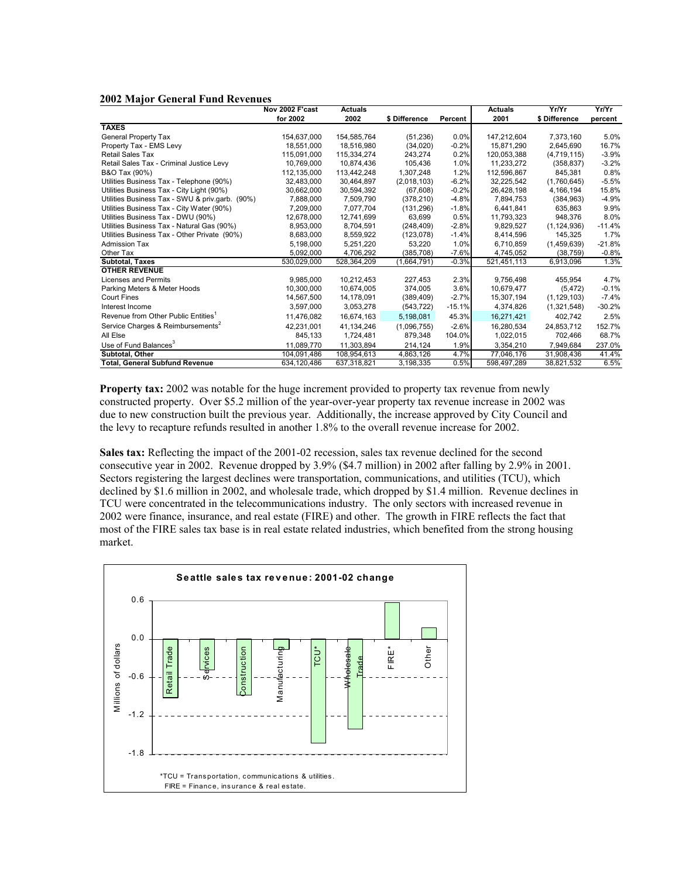**2002 Major General Fund Revenues**

| | Nov 2002 F'cast for 2002 | Actuals 2002 | $ Difference | Percent | Actuals 2001 | Yr/Yr $ Difference | Yr/Yr percent |
|---|---|---|---|---|---|---|---|
| **TAXES** | | | | | | | |
| General Property Tax | 154,637,000 | 154,585,764 | (51,236) | 0.0% | 147,212,604 | 7,373,160 | 5.0% |
| Property Tax - EMS Levy | 18,551,000 | 18,516,980 | (34,020) | -0.2% | 15,871,290 | 2,645,690 | 16.7% |
| Retail Sales Tax | 115,091,000 | 115,334,274 | 243,274 | 0.2% | 120,053,388 | (4,719,115) | -3.9% |
| Retail Sales Tax - Criminal Justice Levy | 10,769,000 | 10,874,436 | 105,436 | 1.0% | 11,233,272 | (358,837) | -3.2% |
| B&O Tax (90%) | 112,135,000 | 113,442,248 | 1,307,248 | 1.2% | 112,596,867 | 845,381 | 0.8% |
| Utilities Business Tax - Telephone (90%) | 32,483,000 | 30,464,897 | (2,018,103) | -6.2% | 32,225,542 | (1,760,645) | -5.5% |
| Utilities Business Tax - City Light (90%) | 30,662,000 | 30,594,392 | (67,608) | -0.2% | 26,428,198 | 4,166,194 | 15.8% |
| Utilities Business Tax - SWU & priv.garb. (90%) | 7,888,000 | 7,509,790 | (378,210) | -4.8% | 7,894,753 | (384,963) | -4.9% |
| Utilities Business Tax - City Water (90%) | 7,209,000 | 7,077,704 | (131,296) | -1.8% | 6,441,841 | 635,863 | 9.9% |
| Utilities Business Tax - DWU (90%) | 12,678,000 | 12,741,699 | 63,699 | 0.5% | 11,793,323 | 948,376 | 8.0% |
| Utilities Business Tax - Natural Gas (90%) | 8,953,000 | 8,704,591 | (248,409) | -2.8% | 9,829,527 | (1,124,936) | -11.4% |
| Utilities Business Tax - Other Private (90%) | 8,683,000 | 8,559,922 | (123,078) | -1.4% | 8,414,596 | 145,325 | 1.7% |
| Admission Tax | 5,198,000 | 5,251,220 | 53,220 | 1.0% | 6,710,859 | (1,459,639) | -21.8% |
| Other Tax | 5,092,000 | 4,706,292 | (385,708) | -7.6% | 4,745,052 | (38,759) | -0.8% |
| **Subtotal, Taxes** | 530,029,000 | 528,364,209 | (1,664,791) | -0.3% | 521,451,113 | 6,913,096 | 1.3% |
| **OTHER REVENUE** | | | | | | | |
| Licenses and Permits | 9,985,000 | 10,212,453 | 227,453 | 2.3% | 9,756,498 | 455,954 | 4.7% |
| Parking Meters & Meter Hoods | 10,300,000 | 10,674,005 | 374,005 | 3.6% | 10,679,477 | (5,472) | -0.1% |
| Court Fines | 14,567,500 | 14,178,091 | (389,409) | -2.7% | 15,307,194 | (1,129,103) | -7.4% |
| Interest Income | 3,597,000 | 3,053,278 | (543,722) | -15.1% | 4,374,826 | (1,321,548) | -30.2% |
| Revenue from Other Public Entities[1] | 11,476,082 | 16,674,163 | 5,198,081 | 45.3% | 16,271,421 | 402,742 | 2.5% |
| Service Charges & Reimbursements[2] | 42,231,001 | 41,134,246 | (1,096,755) | -2.6% | 16,280,534 | 24,853,712 | 152.7% |
| All Else | 845,133 | 1,724,481 | 879,348 | 104.0% | 1,022,015 | 702,466 | 68.7% |
| Use of Fund Balances[3] | 11,089,770 | 11,303,894 | 214,124 | 1.9% | 3,354,210 | 7,949,684 | 237.0% |
| **Subtotal, Other** | 104,091,486 | 108,954,613 | 4,863,126 | 4.7% | 77,046,176 | 31,908,436 | 41.4% |
| **Total, General Subfund Revenue** | 634,120,486 | 637,318,821 | 3,198,335 | 0.5% | 598,497,289 | 38,821,532 | 6.5% |

**Property tax:** 2002 was notable for the huge increment provided to property tax revenue from newly constructed property. Over $5.2 million of the year-over-year property tax revenue increase in 2002 was due to new construction built the previous year. Additionally, the increase approved by City Council and the levy to recapture refunds resulted in another 1.8% to the overall revenue increase for 2002.

**Sales tax:** Reflecting the impact of the 2001-02 recession, sales tax revenue declined for the second consecutive year in 2002. Revenue dropped by 3.9% ($4.7 million) in 2002 after falling by 2.9% in 2001. Sectors registering the largest declines were transportation, communications, and utilities (TCU), which declined by $1.6 million in 2002, and wholesale trade, which dropped by $1.4 million. Revenue declines in TCU were concentrated in the telecommunications industry. The only sectors with increased revenue in 2002 were finance, insurance, and real estate (FIRE) and other. The growth in FIRE reflects the fact that most of the FIRE sales tax base is in real estate related industries, which benefited from the strong housing market.

**Seattle sales tax revenue: 2001-02 change**

*TCU = Transportation, communications & utilities.
FIRE = Finance, insurance & real estate.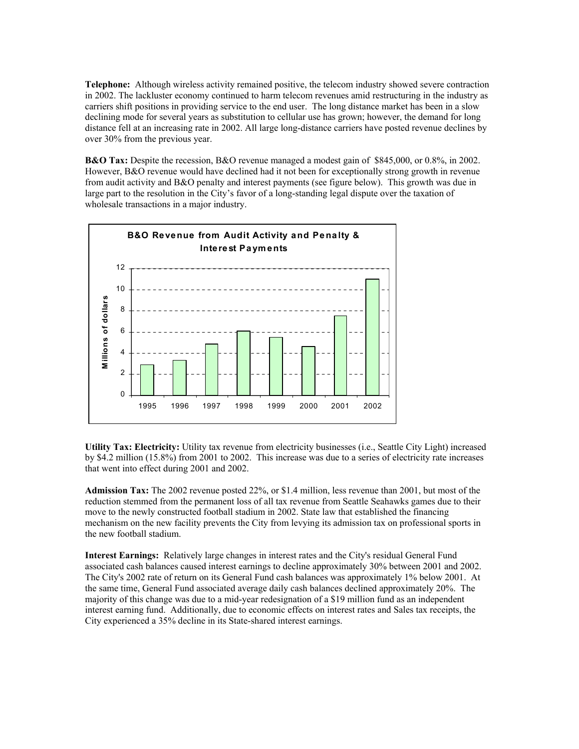**Telephone:** Although wireless activity remained positive, the telecom industry showed severe contraction in 2002. The lackluster economy continued to harm telecom revenues amid restructuring in the industry as carriers shift positions in providing service to the end user. The long distance market has been in a slow declining mode for several years as substitution to cellular use has grown; however, the demand for long distance fell at an increasing rate in 2002. All large long-distance carriers have posted revenue declines by over 30% from the previous year.

**B&O Tax:** Despite the recession, B&O revenue managed a modest gain of $845,000, or 0.8%, in 2002. However, B&O revenue would have declined had it not been for exceptionally strong growth in revenue from audit activity and B&O penalty and interest payments (see figure below). This growth was due in large part to the resolution in the City's favor of a long-standing legal dispute over the taxation of wholesale transactions in a major industry.

B&O Revenue from Audit Activity and Penalty & Interest Payments

Millions of dollars

0
2
4
6
8
10
12

1995 1996 1997 1998 1999 2000 2001 2002

**Utility Tax: Electricity:** Utility tax revenue from electricity businesses (i.e., Seattle City Light) increased by $4.2 million (15.8%) from 2001 to 2002. This increase was due to a series of electricity rate increases that went into effect during 2001 and 2002.

**Admission Tax:** The 2002 revenue posted 22%, or $1.4 million, less revenue than 2001, but most of the reduction stemmed from the permanent loss of all tax revenue from Seattle Seahawks games due to their move to the newly constructed football stadium in 2002. State law that established the financing mechanism on the new facility prevents the City from levying its admission tax on professional sports in the new football stadium.

**Interest Earnings:** Relatively large changes in interest rates and the City's residual General Fund associated cash balances caused interest earnings to decline approximately 30% between 2001 and 2002. The City's 2002 rate of return on its General Fund cash balances was approximately 1% below 2001. At the same time, General Fund associated average daily cash balances declined approximately 20%. The majority of this change was due to a mid-year redesignation of a $19 million fund as an independent interest earning fund. Additionally, due to economic effects on interest rates and Sales tax receipts, the City experienced a 35% decline in its State-shared interest earnings.